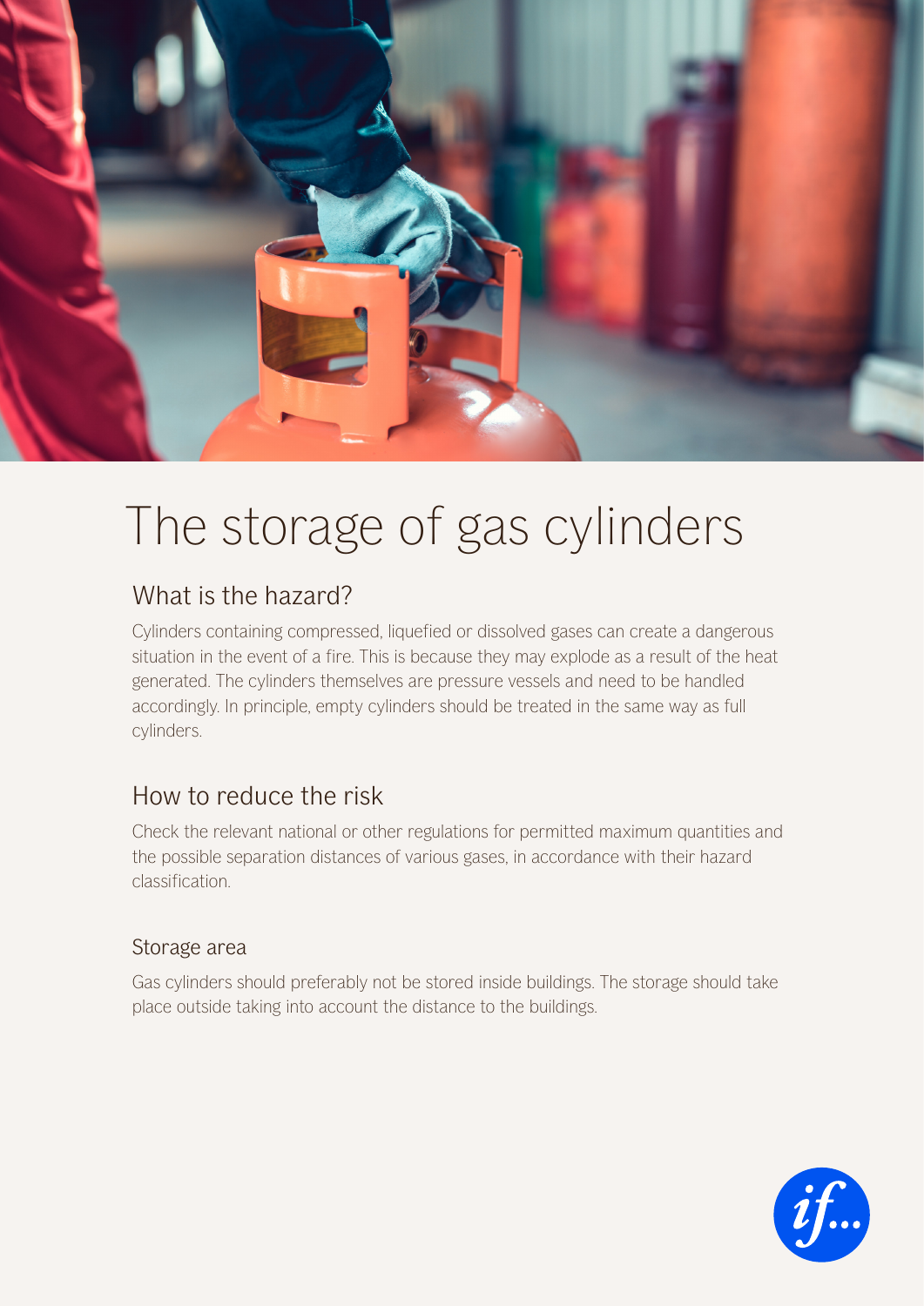# The storage of gas cylinders

## What is the hazard?

Cylinders containing compressed, liquefied or dissolved gases can create a dangerous situation in the event of a fire. This is because they may explode as a result of the heat generated. The cylinders themselves are pressure vessels and need to be handled accordingly. In principle, empty cylinders should be treated in the same way as full cylinders.

## How to reduce the risk

Check the relevant national or other regulations for permitted maximum quantities and the possible separation distances of various gases, in accordance with their hazard classification.

### Storage area

Gas cylinders should preferably not be stored inside buildings. The storage should take place outside taking into account the distance to the buildings.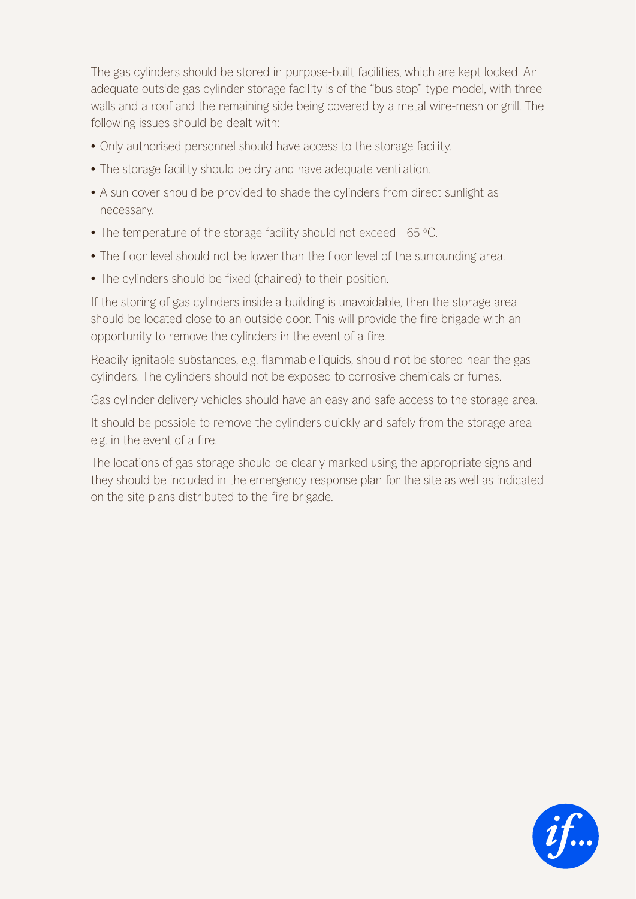The gas cylinders should be stored in purpose-built facilities, which are kept locked. An adequate outside gas cylinder storage facility is of the "bus stop" type model, with three walls and a roof and the remaining side being covered by a metal wire-mesh or grill. The following issues should be dealt with:

- Only authorised personnel should have access to the storage facility.
- The storage facility should be dry and have adequate ventilation.
- A sun cover should be provided to shade the cylinders from direct sunlight as necessary.
- The temperature of the storage facility should not exceed +65 °C.
- The floor level should not be lower than the floor level of the surrounding area.
- The cylinders should be fixed (chained) to their position.

If the storing of gas cylinders inside a building is unavoidable, then the storage area should be located close to an outside door. This will provide the fire brigade with an opportunity to remove the cylinders in the event of a fire.

Readily-ignitable substances, e.g. flammable liquids, should not be stored near the gas cylinders. The cylinders should not be exposed to corrosive chemicals or fumes.

Gas cylinder delivery vehicles should have an easy and safe access to the storage area.

It should be possible to remove the cylinders quickly and safely from the storage area e.g. in the event of a fire.

The locations of gas storage should be clearly marked using the appropriate signs and they should be included in the emergency response plan for the site as well as indicated on the site plans distributed to the fire brigade.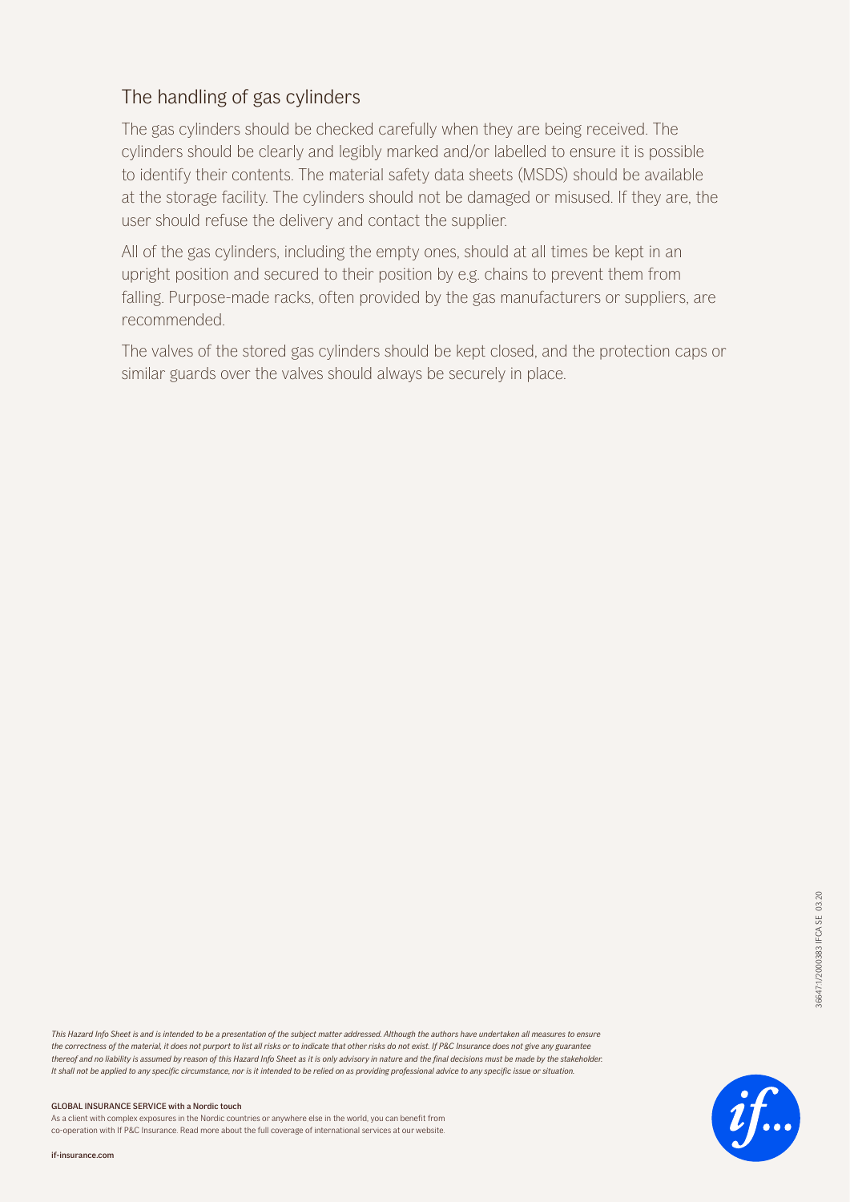## The handling of gas cylinders

The gas cylinders should be checked carefully when they are being received. The cylinders should be clearly and legibly marked and/or labelled to ensure it is possible to identify their contents. The material safety data sheets (MSDS) should be available at the storage facility. The cylinders should not be damaged or misused. If they are, the user should refuse the delivery and contact the supplier.

All of the gas cylinders, including the empty ones, should at all times be kept in an upright position and secured to their position by e.g. chains to prevent them from falling. Purpose-made racks, often provided by the gas manufacturers or suppliers, are recommended.

The valves of the stored gas cylinders should be kept closed, and the protection caps or similar guards over the valves should always be securely in place.

*This Hazard Info Sheet is and is intended to be a presentation of the subject matter addressed. Although the authors have undertaken all measures to ensure the correctness of the material, it does not purport to list all risks or to indicate that other risks do not exist. If P&C Insurance does not give any guarantee thereof and no liability is assumed by reason of this Hazard Info Sheet as it is only advisory in nature and the final decisions must be made by the stakeholder. It shall not be applied to any specific circumstance, nor is it intended to be relied on as providing professional advice to any specific issue or situation.*

**GLOBAL INSURANCE SERVICE with a Nordic touch**

As a client with complex exposures in the Nordic countries or anywhere else in the world, you can benefit from co-operation with If P&C Insurance. Read more about the full coverage of international services at our website.

**if-insurance.com**

36647 1/2000383 IFCA SE 03.20